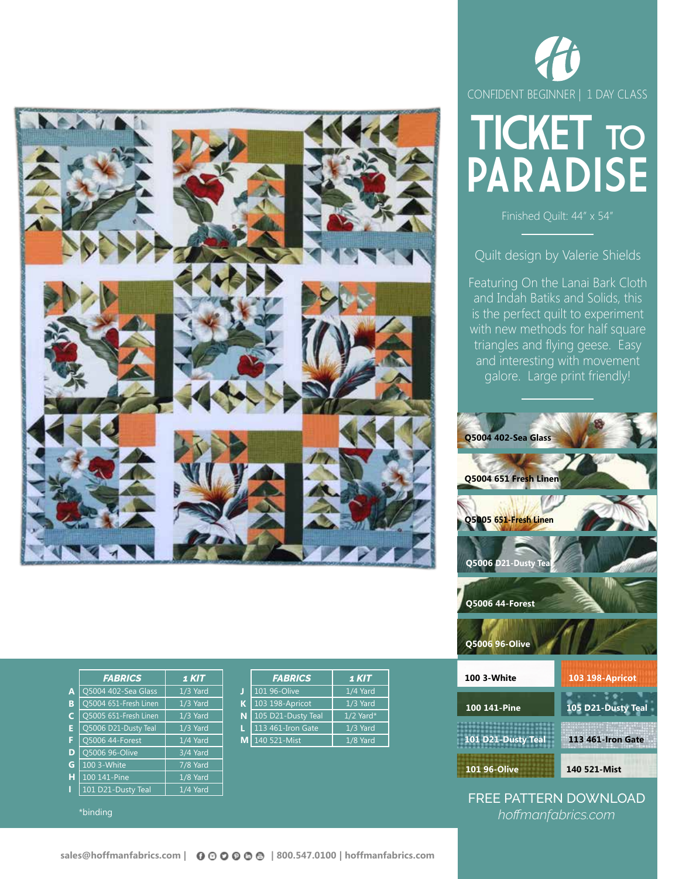CONFIDENT BEGINNER | 1 DAY CLASS

# TICKET TO PARADISE

Finished Quilt: 44" x 54"

Quilt design by Valerie Shields

Featuring On the Lanai Bark Cloth and Indah Batiks and Solids, this is the perfect quilt to experiment with new methods for half square triangles and flying geese. Easy and interesting with movement galore. Large print friendly!

Q5004 402-Sea Glass

Q5004 651 Fresh Linen

Q5005 651-Fresh Linen

Q5006 D21-Dusty Teal

Q5006 44-Forest

Q5006 96-Olive

100 3-White

103 198-Apricot

100 141-Pine

105 D21-Dusty Teal

101 D21-Dusty Teal

113 461-Iron Gate

101 96-Olive

140 521-Mist

| | FABRICS | 1 KIT |
|---|---|---|
| A | Q5004 402-Sea Glass | 1/3 Yard |
| B | Q5004 651-Fresh Linen | 1/3 Yard |
| C | Q5005 651-Fresh Linen | 1/3 Yard |
| E | Q5006 D21-Dusty Teal | 1/3 Yard |
| F | Q5006 44-Forest | 1/4 Yard |
| D | Q5006 96-Olive | 3/4 Yard |
| G | 100 3-White | 7/8 Yard |
| H | 100 141-Pine | 1/8 Yard |
| I | 101 D21-Dusty Teal | 1/4 Yard |

| | FABRICS | 1 KIT |
|---|---|---|
| J | 101 96-Olive | 1/4 Yard |
| K | 103 198-Apricot | 1/3 Yard |
| N | 105 D21-Dusty Teal | 1/2 Yard* |
| L | 113 461-Iron Gate | 1/3 Yard |
| M | 140 521-Mist | 1/8 Yard |

*binding

FREE PATTERN DOWNLOAD
*hoffmanfabrics.com*

sales@hoffmanfabrics.com | | 800.547.0100 | hoffmanfabrics.com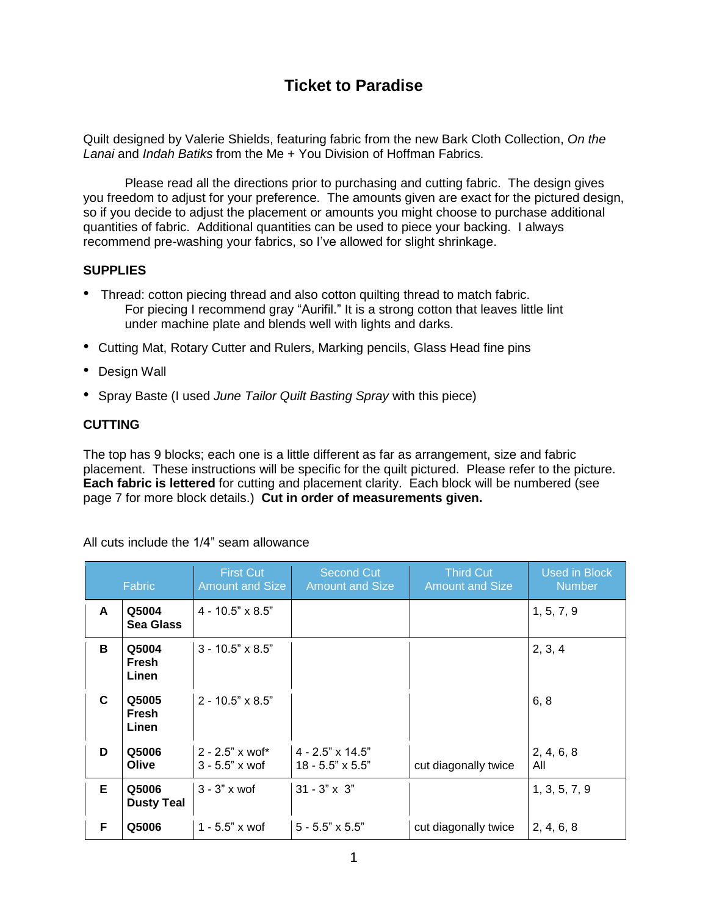# Ticket to Paradise

Quilt designed by Valerie Shields, featuring fabric from the new Bark Cloth Collection, *On the Lanai* and *Indah Batiks* from the Me + You Division of Hoffman Fabrics.

Please read all the directions prior to purchasing and cutting fabric. The design gives you freedom to adjust for your preference. The amounts given are exact for the pictured design, so if you decide to adjust the placement or amounts you might choose to purchase additional quantities of fabric. Additional quantities can be used to piece your backing. I always recommend pre-washing your fabrics, so I've allowed for slight shrinkage.

### SUPPLIES

- Thread: cotton piecing thread and also cotton quilting thread to match fabric.
  For piecing I recommend gray "Aurifil." It is a strong cotton that leaves little lint under machine plate and blends well with lights and darks.
- Cutting Mat, Rotary Cutter and Rulers, Marking pencils, Glass Head fine pins
- Design Wall
- Spray Baste (I used *June Tailor Quilt Basting Spray* with this piece)

### CUTTING

The top has 9 blocks; each one is a little different as far as arrangement, size and fabric placement. These instructions will be specific for the quilt pictured. Please refer to the picture. **Each fabric is lettered** for cutting and placement clarity. Each block will be numbered (see page 7 for more block details.) **Cut in order of measurements given.**

All cuts include the 1/4" seam allowance

| | Fabric | First Cut Amount and Size | Second Cut Amount and Size | Third Cut Amount and Size | Used in Block Number |
|---|---|---|---|---|---|
| **A** | **Q5004 Sea Glass** | 4 - 10.5" x 8.5" | | | 1, 5, 7, 9 |
| **B** | **Q5004 Fresh Linen** | 3 - 10.5" x 8.5" | | | 2, 3, 4 |
| **C** | **Q5005 Fresh Linen** | 2 - 10.5" x 8.5" | | | 6, 8 |
| **D** | **Q5006 Olive** | 2 - 2.5" x wof*<br>3 - 5.5" x wof | 4 - 2.5" x 14.5"<br>18 - 5.5" x 5.5" | cut diagonally twice | 2, 4, 6, 8<br>All |
| **E** | **Q5006 Dusty Teal** | 3 - 3" x wof | 31 - 3" x 3" | | 1, 3, 5, 7, 9 |
| **F** | **Q5006** | 1 - 5.5" x wof | 5 - 5.5" x 5.5" | cut diagonally twice | 2, 4, 6, 8 |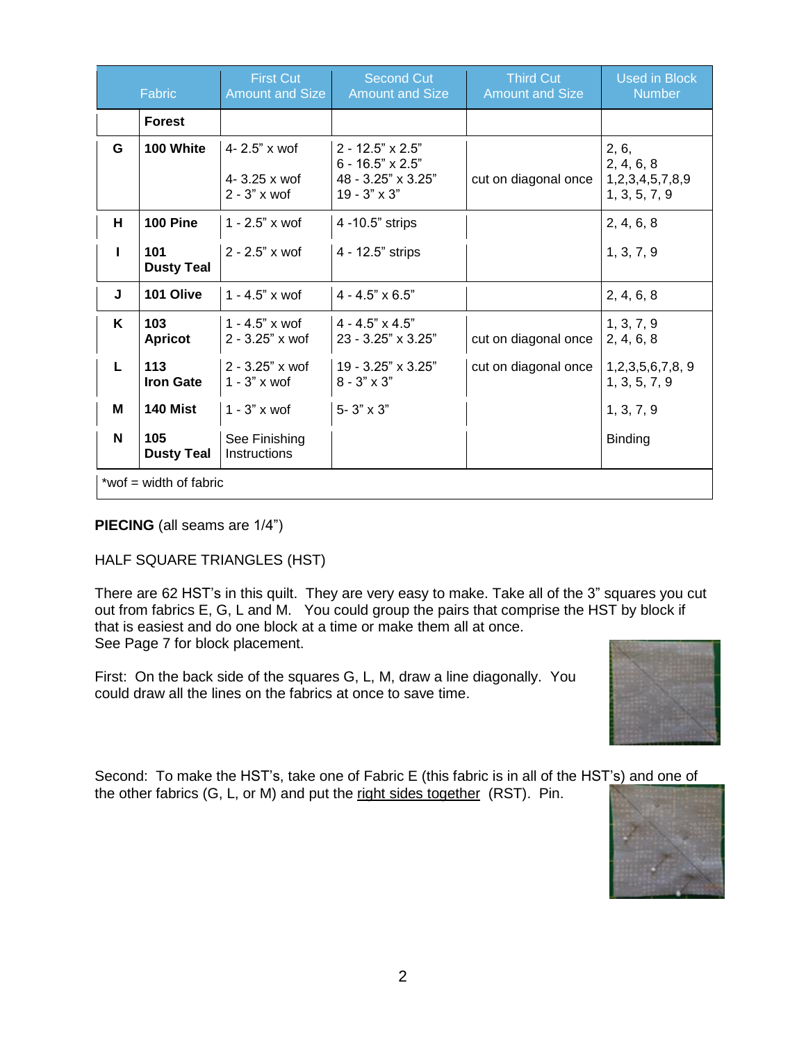| | Fabric | First Cut Amount and Size | Second Cut Amount and Size | Third Cut Amount and Size | Used in Block Number |
|---|---|---|---|---|---|
| | **Forest** | | | | |
| G | **100 White** | 4- 2.5" x wof<br><br>4- 3.25 x wof<br>2 - 3" x wof | 2 - 12.5" x 2.5"<br>6 - 16.5" x 2.5"<br>48 - 3.25" x 3.25"<br>19 - 3" x 3" | cut on diagonal once | 2, 6,<br>2, 4, 6, 8<br>1,2,3,4,5,7,8,9<br>1, 3, 5, 7, 9 |
| H | **100 Pine** | 1 - 2.5" x wof | 4 -10.5" strips | | 2, 4, 6, 8 |
| I | **101 Dusty Teal** | 2 - 2.5" x wof | 4 - 12.5" strips | | 1, 3, 7, 9 |
| J | **101 Olive** | 1 - 4.5" x wof | 4 - 4.5" x 6.5" | | 2, 4, 6, 8 |
| K | **103 Apricot** | 1 - 4.5" x wof<br>2 - 3.25" x wof | 4 - 4.5" x 4.5"<br>23 - 3.25" x 3.25" | cut on diagonal once | 1, 3, 7, 9<br>2, 4, 6, 8 |
| L | **113 Iron Gate** | 2 - 3.25" x wof<br>1 - 3" x wof | 19 - 3.25" x 3.25"<br>8 - 3" x 3" | cut on diagonal once | 1,2,3,5,6,7,8, 9<br>1, 3, 5, 7, 9 |
| M | **140 Mist** | 1 - 3" x wof | 5- 3" x 3" | | 1, 3, 7, 9 |
| N | **105 Dusty Teal** | See Finishing Instructions | | | Binding |

*wof = width of fabric

**PIECING** (all seams are 1/4")

HALF SQUARE TRIANGLES (HST)

There are 62 HST's in this quilt. They are very easy to make. Take all of the 3" squares you cut out from fabrics E, G, L and M. You could group the pairs that comprise the HST by block if that is easiest and do one block at a time or make them all at once. See Page 7 for block placement.

First: On the back side of the squares G, L, M, draw a line diagonally. You could draw all the lines on the fabrics at once to save time.

Second: To make the HST's, take one of Fabric E (this fabric is in all of the HST's) and one of the other fabrics (G, L, or M) and put the right sides together (RST). Pin.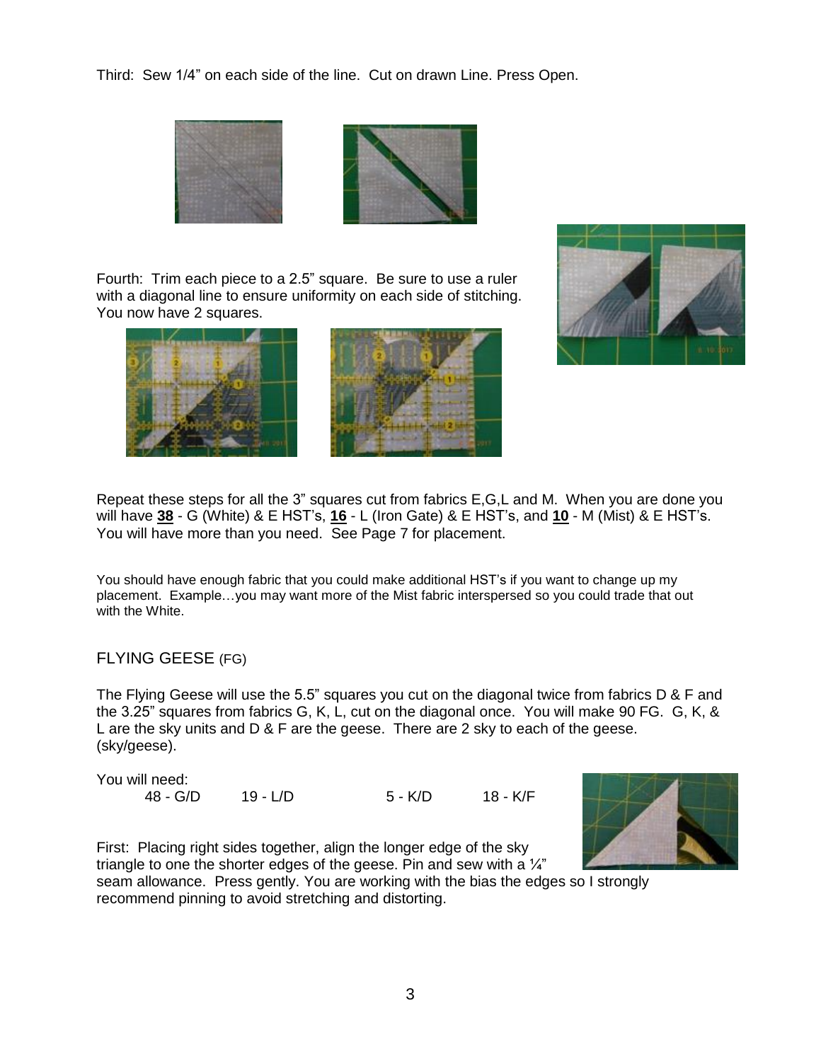Third: Sew 1/4" on each side of the line. Cut on drawn Line. Press Open.

Fourth: Trim each piece to a 2.5" square. Be sure to use a ruler with a diagonal line to ensure uniformity on each side of stitching. You now have 2 squares.

Repeat these steps for all the 3" squares cut from fabrics E,G,L and M. When you are done you will have **38** - G (White) & E HST's, **16** - L (Iron Gate) & E HST's, and **10** - M (Mist) & E HST's. You will have more than you need. See Page 7 for placement.

You should have enough fabric that you could make additional HST's if you want to change up my placement. Example…you may want more of the Mist fabric interspersed so you could trade that out with the White.

## FLYING GEESE (FG)

The Flying Geese will use the 5.5" squares you cut on the diagonal twice from fabrics D & F and the 3.25" squares from fabrics G, K, L, cut on the diagonal once. You will make 90 FG. G, K, & L are the sky units and D & F are the geese. There are 2 sky to each of the geese. (sky/geese).

You will need:

48 - G/D    19 - L/D    5 - K/D    18 - K/F

First: Placing right sides together, align the longer edge of the sky triangle to one the shorter edges of the geese. Pin and sew with a ¼" seam allowance. Press gently. You are working with the bias the edges so I strongly recommend pinning to avoid stretching and distorting.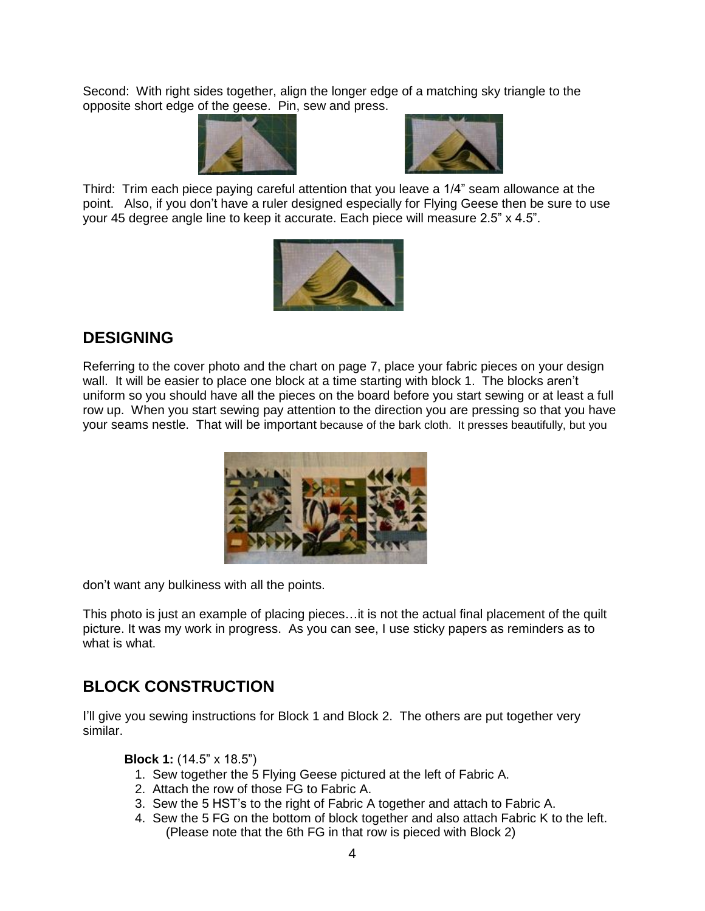Second: With right sides together, align the longer edge of a matching sky triangle to the opposite short edge of the geese. Pin, sew and press.

Third: Trim each piece paying careful attention that you leave a 1/4" seam allowance at the point. Also, if you don't have a ruler designed especially for Flying Geese then be sure to use your 45 degree angle line to keep it accurate. Each piece will measure 2.5" x 4.5".

## DESIGNING

Referring to the cover photo and the chart on page 7, place your fabric pieces on your design wall. It will be easier to place one block at a time starting with block 1. The blocks aren't uniform so you should have all the pieces on the board before you start sewing or at least a full row up. When you start sewing pay attention to the direction you are pressing so that you have your seams nestle. That will be important because of the bark cloth. It presses beautifully, but you don't want any bulkiness with all the points.

This photo is just an example of placing pieces…it is not the actual final placement of the quilt picture. It was my work in progress. As you can see, I use sticky papers as reminders as to what is what.

## BLOCK CONSTRUCTION

I'll give you sewing instructions for Block 1 and Block 2. The others are put together very similar.

**Block 1:** (14.5" x 18.5")

1. Sew together the 5 Flying Geese pictured at the left of Fabric A.
2. Attach the row of those FG to Fabric A.
3. Sew the 5 HST's to the right of Fabric A together and attach to Fabric A.
4. Sew the 5 FG on the bottom of block together and also attach Fabric K to the left. (Please note that the 6th FG in that row is pieced with Block 2)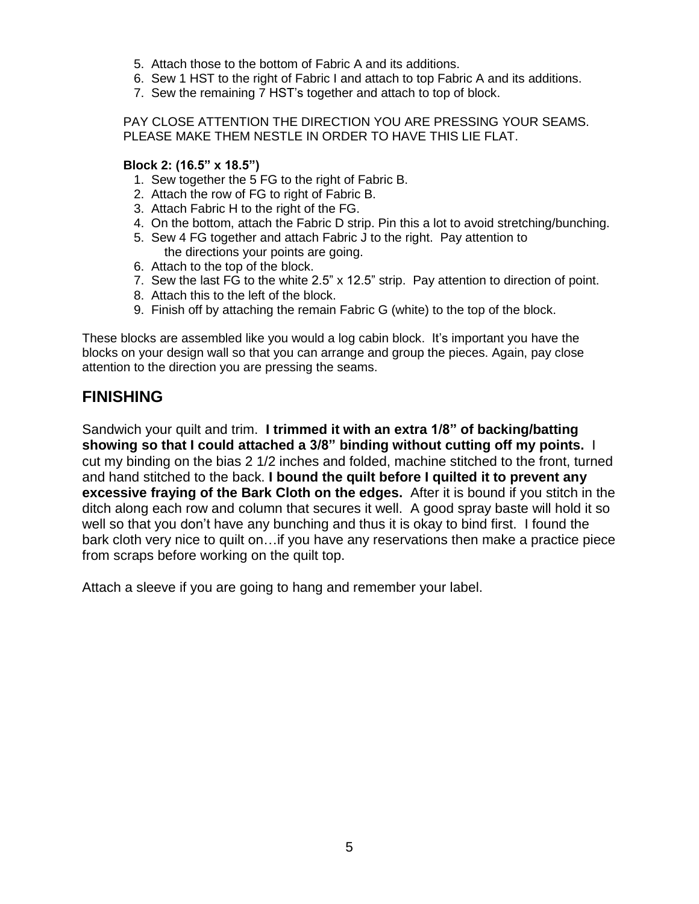5. Attach those to the bottom of Fabric A and its additions.
6. Sew 1 HST to the right of Fabric I and attach to top Fabric A and its additions.
7. Sew the remaining 7 HST's together and attach to top of block.

PAY CLOSE ATTENTION THE DIRECTION YOU ARE PRESSING YOUR SEAMS. PLEASE MAKE THEM NESTLE IN ORDER TO HAVE THIS LIE FLAT.

**Block 2: (16.5" x 18.5")**

1. Sew together the 5 FG to the right of Fabric B.
2. Attach the row of FG to right of Fabric B.
3. Attach Fabric H to the right of the FG.
4. On the bottom, attach the Fabric D strip. Pin this a lot to avoid stretching/bunching.
5. Sew 4 FG together and attach Fabric J to the right. Pay attention to the directions your points are going.
6. Attach to the top of the block.
7. Sew the last FG to the white 2.5" x 12.5" strip. Pay attention to direction of point.
8. Attach this to the left of the block.
9. Finish off by attaching the remain Fabric G (white) to the top of the block.

These blocks are assembled like you would a log cabin block. It's important you have the blocks on your design wall so that you can arrange and group the pieces. Again, pay close attention to the direction you are pressing the seams.

## FINISHING

Sandwich your quilt and trim. **I trimmed it with an extra 1/8" of backing/batting showing so that I could attached a 3/8" binding without cutting off my points.** I cut my binding on the bias 2 1/2 inches and folded, machine stitched to the front, turned and hand stitched to the back. **I bound the quilt before I quilted it to prevent any excessive fraying of the Bark Cloth on the edges.** After it is bound if you stitch in the ditch along each row and column that secures it well. A good spray baste will hold it so well so that you don't have any bunching and thus it is okay to bind first. I found the bark cloth very nice to quilt on…if you have any reservations then make a practice piece from scraps before working on the quilt top.

Attach a sleeve if you are going to hang and remember your label.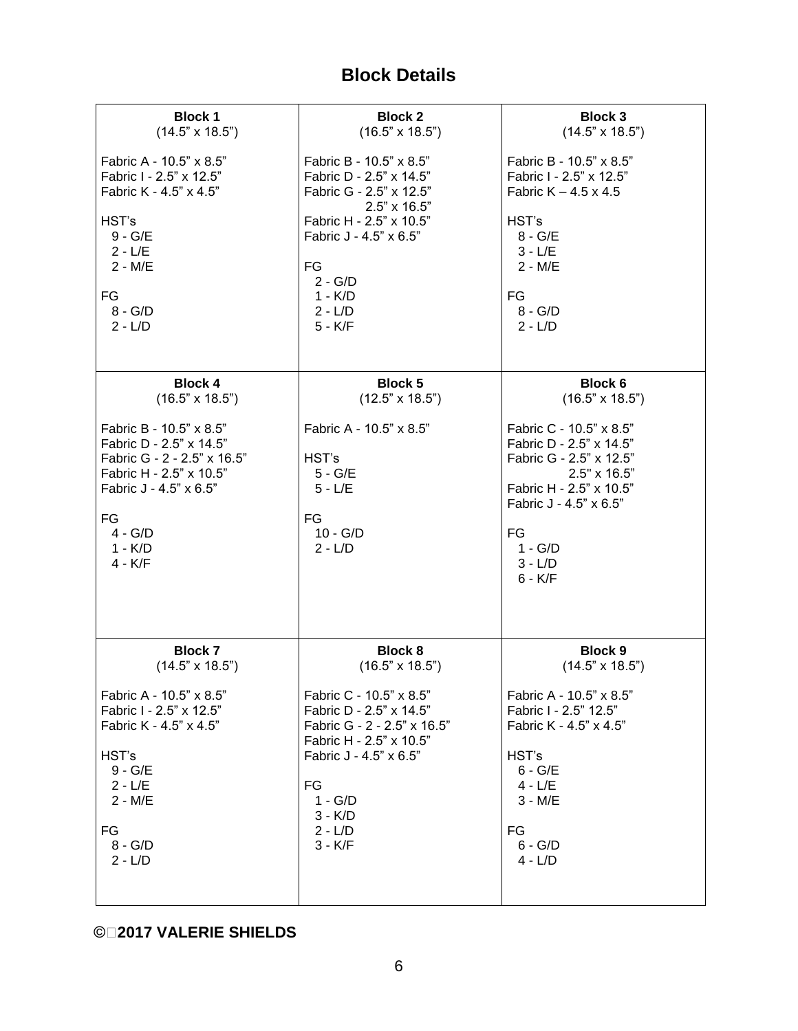# Block Details

| | | |
|---|---|---|
| **Block 1**<br>(14.5" x 18.5")<br><br>Fabric A - 10.5" x 8.5"<br>Fabric I - 2.5" x 12.5"<br>Fabric K - 4.5" x 4.5"<br><br>HST's<br>9 - G/E<br>2 - L/E<br>2 - M/E<br><br>FG<br>8 - G/D<br>2 - L/D | **Block 2**<br>(16.5" x 18.5")<br><br>Fabric B - 10.5" x 8.5"<br>Fabric D - 2.5" x 14.5"<br>Fabric G - 2.5" x 12.5"<br>2.5" x 16.5"<br>Fabric H - 2.5" x 10.5"<br>Fabric J - 4.5" x 6.5"<br><br>FG<br>2 - G/D<br>1 - K/D<br>2 - L/D<br>5 - K/F | **Block 3**<br>(14.5" x 18.5")<br><br>Fabric B - 10.5" x 8.5"<br>Fabric I - 2.5" x 12.5"<br>Fabric K – 4.5 x 4.5<br><br>HST's<br>8 - G/E<br>3 - L/E<br>2 - M/E<br><br>FG<br>8 - G/D<br>2 - L/D |
| **Block 4**<br>(16.5" x 18.5")<br><br>Fabric B - 10.5" x 8.5"<br>Fabric D - 2.5" x 14.5"<br>Fabric G - 2 - 2.5" x 16.5"<br>Fabric H - 2.5" x 10.5"<br>Fabric J - 4.5" x 6.5"<br><br>FG<br>4 - G/D<br>1 - K/D<br>4 - K/F | **Block 5**<br>(12.5" x 18.5")<br><br>Fabric A - 10.5" x 8.5"<br><br>HST's<br>5 - G/E<br>5 - L/E<br><br>FG<br>10 - G/D<br>2 - L/D | **Block 6**<br>(16.5" x 18.5")<br><br>Fabric C - 10.5" x 8.5"<br>Fabric D - 2.5" x 14.5"<br>Fabric G - 2.5" x 12.5"<br>2.5" x 16.5"<br>Fabric H - 2.5" x 10.5"<br>Fabric J - 4.5" x 6.5"<br><br>FG<br>1 - G/D<br>3 - L/D<br>6 - K/F |
| **Block 7**<br>(14.5" x 18.5")<br><br>Fabric A - 10.5" x 8.5"<br>Fabric I - 2.5" x 12.5"<br>Fabric K - 4.5" x 4.5"<br><br>HST's<br>9 - G/E<br>2 - L/E<br>2 - M/E<br><br>FG<br>8 - G/D<br>2 - L/D | **Block 8**<br>(16.5" x 18.5")<br><br>Fabric C - 10.5" x 8.5"<br>Fabric D - 2.5" x 14.5"<br>Fabric G - 2 - 2.5" x 16.5"<br>Fabric H - 2.5" x 10.5"<br>Fabric J - 4.5" x 6.5"<br><br>FG<br>1 - G/D<br>3 - K/D<br>2 - L/D<br>3 - K/F | **Block 9**<br>(14.5" x 18.5")<br><br>Fabric A - 10.5" x 8.5"<br>Fabric I - 2.5" 12.5"<br>Fabric K - 4.5" x 4.5"<br><br>HST's<br>6 - G/E<br>4 - L/E<br>3 - M/E<br><br>FG<br>6 - G/D<br>4 - L/D |

**© 2017 VALERIE SHIELDS**